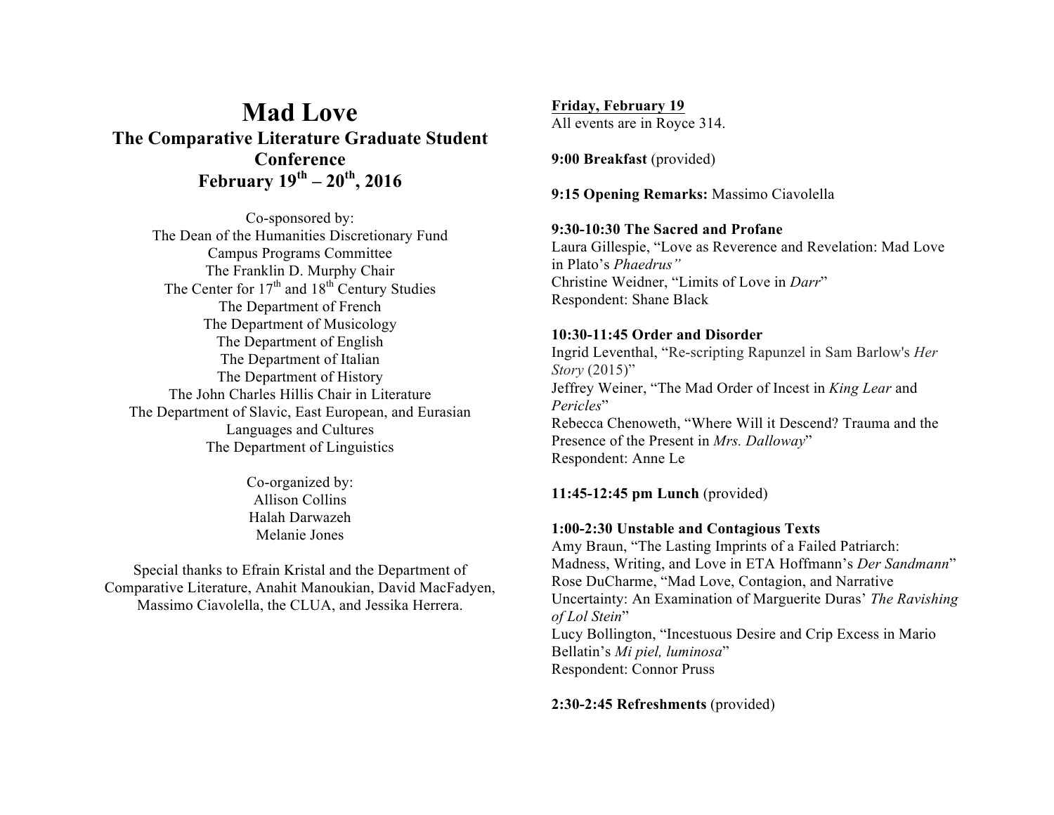# Mad Love

## The Comparative Literature Graduate Student Conference

## February 19th – 20th, 2016

Co-sponsored by:
The Dean of the Humanities Discretionary Fund
Campus Programs Committee
The Franklin D. Murphy Chair
The Center for 17th and 18th Century Studies
The Department of French
The Department of Musicology
The Department of English
The Department of Italian
The Department of History
The John Charles Hillis Chair in Literature
The Department of Slavic, East European, and Eurasian Languages and Cultures
The Department of Linguistics

Co-organized by:
Allison Collins
Halah Darwazeh
Melanie Jones

Special thanks to Efrain Kristal and the Department of Comparative Literature, Anahit Manoukian, David MacFadyen, Massimo Ciavolella, the CLUA, and Jessika Herrera.

**Friday, February 19**
All events are in Royce 314.

**9:00 Breakfast** (provided)

**9:15 Opening Remarks:** Massimo Ciavolella

**9:30-10:30 The Sacred and Profane**
Laura Gillespie, "Love as Reverence and Revelation: Mad Love in Plato's *Phaedrus"*
Christine Weidner, "Limits of Love in *Darr*"
Respondent: Shane Black

**10:30-11:45 Order and Disorder**
Ingrid Leventhal, "Re-scripting Rapunzel in Sam Barlow's *Her Story* (2015)"
Jeffrey Weiner, "The Mad Order of Incest in *King Lear* and *Pericles*"
Rebecca Chenoweth, "Where Will it Descend? Trauma and the Presence of the Present in *Mrs. Dalloway*"
Respondent: Anne Le

**11:45-12:45 pm Lunch** (provided)

**1:00-2:30 Unstable and Contagious Texts**
Amy Braun, "The Lasting Imprints of a Failed Patriarch: Madness, Writing, and Love in ETA Hoffmann's *Der Sandmann*"
Rose DuCharme, "Mad Love, Contagion, and Narrative Uncertainty: An Examination of Marguerite Duras' *The Ravishing of Lol Stein*"
Lucy Bollington, "Incestuous Desire and Crip Excess in Mario Bellatin's *Mi piel, luminosa*"
Respondent: Connor Pruss

**2:30-2:45 Refreshments** (provided)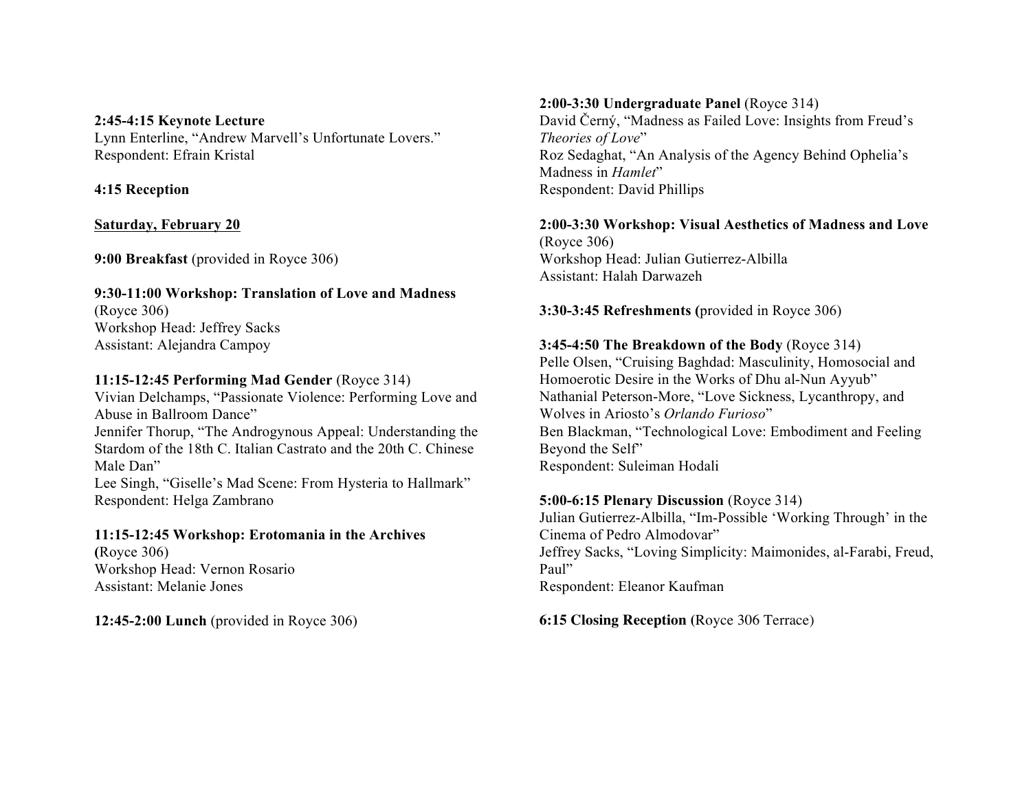**2:45-4:15 Keynote Lecture**
Lynn Enterline, "Andrew Marvell's Unfortunate Lovers."
Respondent: Efrain Kristal

**4:15 Reception**

**<u>Saturday, February 20</u>**

**9:00 Breakfast** (provided in Royce 306)

**9:30-11:00 Workshop: Translation of Love and Madness** (Royce 306)
Workshop Head: Jeffrey Sacks
Assistant: Alejandra Campoy

**11:15-12:45 Performing Mad Gender** (Royce 314)
Vivian Delchamps, "Passionate Violence: Performing Love and Abuse in Ballroom Dance"
Jennifer Thorup, "The Androgynous Appeal: Understanding the Stardom of the 18th C. Italian Castrato and the 20th C. Chinese Male Dan"
Lee Singh, "Giselle's Mad Scene: From Hysteria to Hallmark"
Respondent: Helga Zambrano

**11:15-12:45 Workshop: Erotomania in the Archives** (Royce 306)
Workshop Head: Vernon Rosario
Assistant: Melanie Jones

**12:45-2:00 Lunch** (provided in Royce 306)

**2:00-3:30 Undergraduate Panel** (Royce 314)
David Černý, "Madness as Failed Love: Insights from Freud's *Theories of Love*"
Roz Sedaghat, "An Analysis of the Agency Behind Ophelia's Madness in *Hamlet*"
Respondent: David Phillips

**2:00-3:30 Workshop: Visual Aesthetics of Madness and Love** (Royce 306)
Workshop Head: Julian Gutierrez-Albilla
Assistant: Halah Darwazeh

**3:30-3:45 Refreshments (**provided in Royce 306)

**3:45-4:50 The Breakdown of the Body** (Royce 314)
Pelle Olsen, "Cruising Baghdad: Masculinity, Homosocial and Homoerotic Desire in the Works of Dhu al-Nun Ayyub"
Nathanial Peterson-More, "Love Sickness, Lycanthropy, and Wolves in Ariosto's *Orlando Furioso*"
Ben Blackman, "Technological Love: Embodiment and Feeling Beyond the Self"
Respondent: Suleiman Hodali

**5:00-6:15 Plenary Discussion** (Royce 314)
Julian Gutierrez-Albilla, "Im-Possible 'Working Through' in the Cinema of Pedro Almodovar"
Jeffrey Sacks, "Loving Simplicity: Maimonides, al-Farabi, Freud, Paul"
Respondent: Eleanor Kaufman

**6:15 Closing Reception (**Royce 306 Terrace)